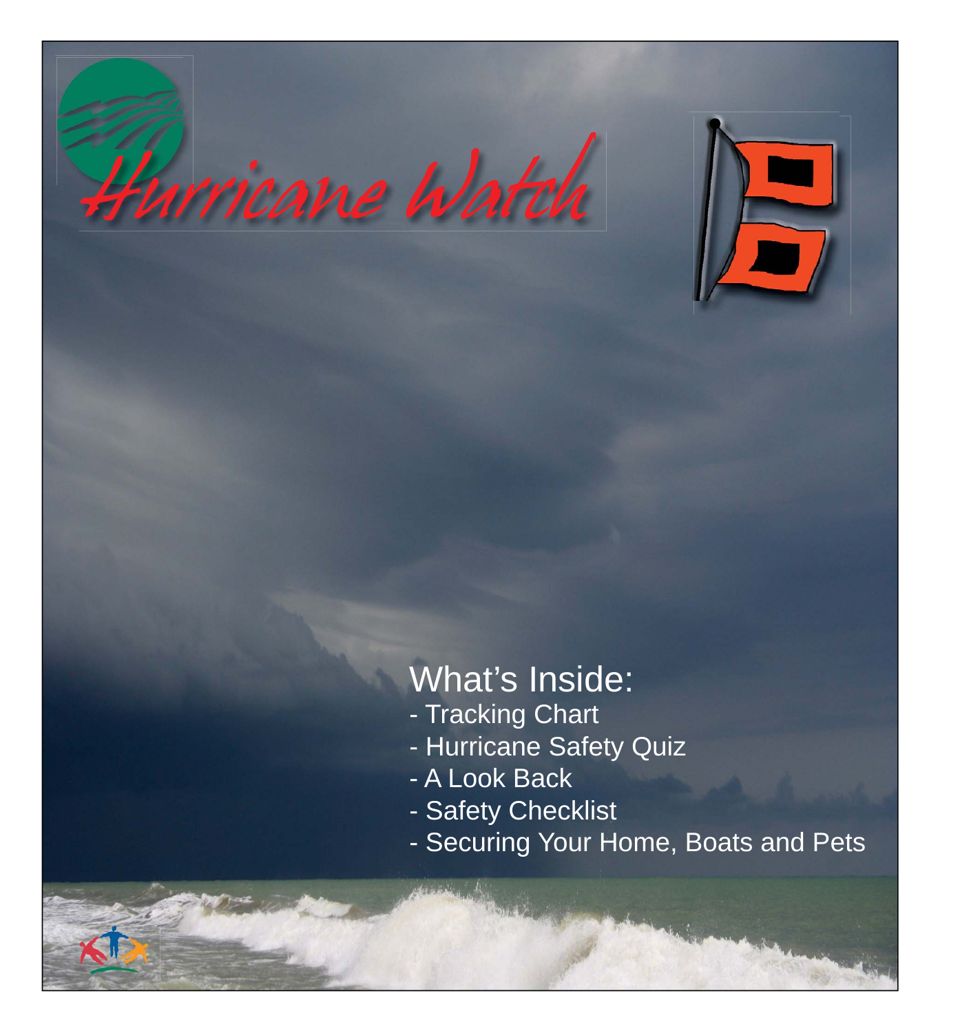# Hurricane Watch

## What's Inside:

- Tracking Chart
- Hurricane Safety Quiz
- A Look Back
- Safety Checklist
- Securing Your Home, Boats and Pets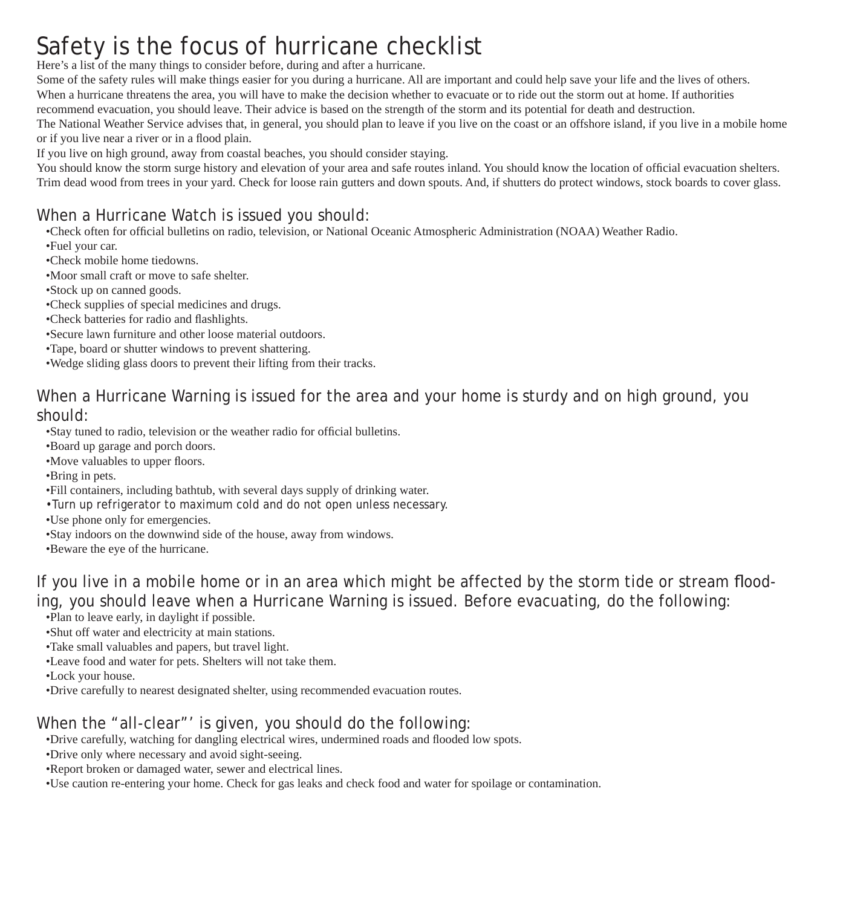# Safety is the focus of hurricane checklist

Here's a list of the many things to consider before, during and after a hurricane.

Some of the safety rules will make things easier for you during a hurricane. All are important and could help save your life and the lives of others.

When a hurricane threatens the area, you will have to make the decision whether to evacuate or to ride out the storm out at home. If authorities recommend evacuation, you should leave. Their advice is based on the strength of the storm and its potential for death and destruction.

The National Weather Service advises that, in general, you should plan to leave if you live on the coast or an offshore island, if you live in a mobile home or if you live near a river or in a flood plain.

If you live on high ground, away from coastal beaches, you should consider staying.

You should know the storm surge history and elevation of your area and safe routes inland. You should know the location of official evacuation shelters. Trim dead wood from trees in your yard. Check for loose rain gutters and down spouts. And, if shutters do protect windows, stock boards to cover glass.

## When a Hurricane Watch is issued you should:

- Check often for official bulletins on radio, television, or National Oceanic Atmospheric Administration (NOAA) Weather Radio.
- Fuel your car.
- Check mobile home tiedowns.
- Moor small craft or move to safe shelter.
- Stock up on canned goods.
- Check supplies of special medicines and drugs.
- Check batteries for radio and flashlights.
- Secure lawn furniture and other loose material outdoors.
- Tape, board or shutter windows to prevent shattering.
- Wedge sliding glass doors to prevent their lifting from their tracks.

## When a Hurricane Warning is issued for the area and your home is sturdy and on high ground, you should:

- Stay tuned to radio, television or the weather radio for official bulletins.
- Board up garage and porch doors.
- Move valuables to upper floors.
- Bring in pets.
- Fill containers, including bathtub, with several days supply of drinking water.
- Turn up refrigerator to maximum cold and do not open unless necessary.
- Use phone only for emergencies.
- Stay indoors on the downwind side of the house, away from windows.
- Beware the eye of the hurricane.

## If you live in a mobile home or in an area which might be affected by the storm tide or stream flooding, you should leave when a Hurricane Warning is issued. Before evacuating, do the following:

- Plan to leave early, in daylight if possible.
- Shut off water and electricity at main stations.
- Take small valuables and papers, but travel light.
- Leave food and water for pets. Shelters will not take them.
- Lock your house.
- Drive carefully to nearest designated shelter, using recommended evacuation routes.

## When the "all-clear"' is given, you should do the following:

- Drive carefully, watching for dangling electrical wires, undermined roads and flooded low spots.
- Drive only where necessary and avoid sight-seeing.
- Report broken or damaged water, sewer and electrical lines.
- Use caution re-entering your home. Check for gas leaks and check food and water for spoilage or contamination.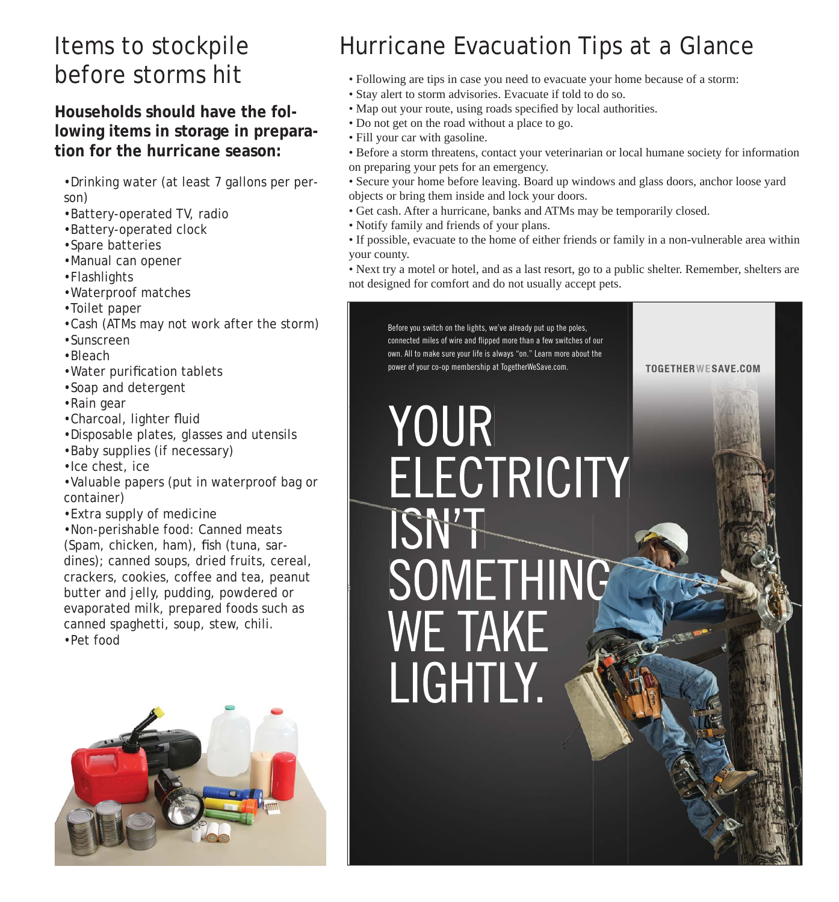## Items to stockpile before storms hit

**Households should have the following items in storage in preparation for the hurricane season:**

- Drinking water (at least 7 gallons per person)
- Battery-operated TV, radio
- Battery-operated clock
- Spare batteries
- Manual can opener
- Flashlights
- Waterproof matches
- Toilet paper
- Cash (ATMs may not work after the storm)
- Sunscreen
- Bleach
- Water purification tablets
- Soap and detergent
- Rain gear
- Charcoal, lighter fluid
- Disposable plates, glasses and utensils
- Baby supplies (if necessary)
- Ice chest, ice
- Valuable papers (put in waterproof bag or container)
- Extra supply of medicine
- Non-perishable food: Canned meats (Spam, chicken, ham), fish (tuna, sardines); canned soups, dried fruits, cereal, crackers, cookies, coffee and tea, peanut butter and jelly, pudding, powdered or evaporated milk, prepared foods such as canned spaghetti, soup, stew, chili.
- Pet food

## Hurricane Evacuation Tips at a Glance

- Following are tips in case you need to evacuate your home because of a storm:
- Stay alert to storm advisories. Evacuate if told to do so.
- Map out your route, using roads specified by local authorities.
- Do not get on the road without a place to go.
- Fill your car with gasoline.
- Before a storm threatens, contact your veterinarian or local humane society for information on preparing your pets for an emergency.
- Secure your home before leaving. Board up windows and glass doors, anchor loose yard objects or bring them inside and lock your doors.
- Get cash. After a hurricane, banks and ATMs may be temporarily closed.
- Notify family and friends of your plans.
- If possible, evacuate to the home of either friends or family in a non-vulnerable area within your county.
- Next try a motel or hotel, and as a last resort, go to a public shelter. Remember, shelters are not designed for comfort and do not usually accept pets.

Before you switch on the lights, we've already put up the poles, connected miles of wire and flipped more than a few switches of our own. All to make sure your life is always "on." Learn more about the power of your co-op membership at TogetherWeSave.com.

TOGETHERWESAVE.COM

YOUR ELECTRICITY ISN'T SOMETHING WE TAKE LIGHTLY.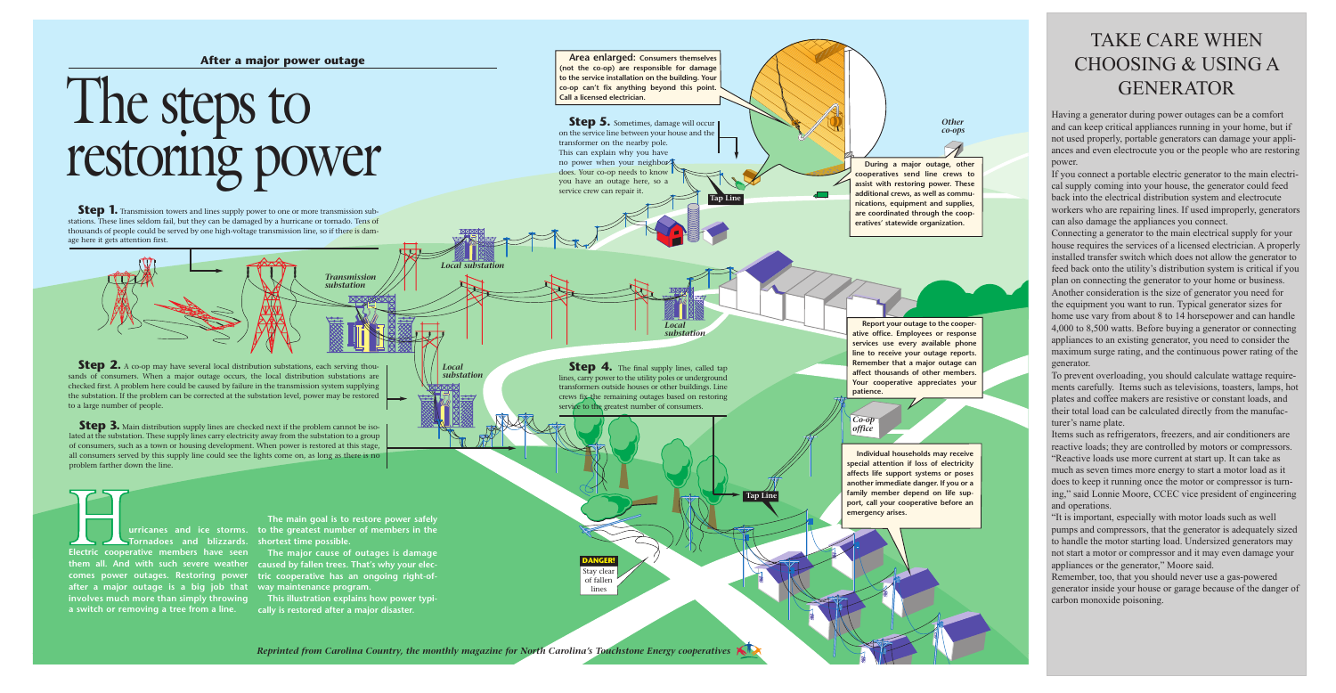**After a major power outage**

# The steps to restoring power

**Step 1.** Transmission towers and lines supply power to one or more transmission substations. These lines seldom fail, but they can be damaged by a hurricane or tornado. Tens of thousands of people could be served by one high-voltage transmission line, so if there is damage here it gets attention first.

**Step 2.** A co-op may have several local distribution substations, each serving thousands of consumers. When a major outage occurs, the local distribution substations are checked first. A problem here could be caused by failure in the transmission system supplying the substation. If the problem can be corrected at the substation level, power may be restored to a large number of people.

**Step 3.** Main distribution supply lines are checked next if the problem cannot be isolated at the substation. These supply lines carry electricity away from the substation to a group of consumers, such as a town or housing development. When power is restored at this stage, all consumers served by this supply line could see the lights come on, as long as there is no problem farther down the line.

**Step 4.** The final supply lines, called tap lines, carry power to the utility poles or underground transformers outside houses or other buildings. Line crews fix the remaining outages based on restoring service to the greatest number of consumers.

**Step 5.** Sometimes, damage will occur on the service line between your house and the transformer on the nearby pole. This can explain why you have no power when your neighbor does. Your co-op needs to know you have an outage here, so a service crew can repair it.

**Area enlarged: Consumers themselves (not the co-op) are responsible for damage to the service installation on the building. Your co-op can't fix anything beyond this point. Call a licensed electrician.**

**During a major outage, other cooperatives send line crews to assist with restoring power. These additional crews, as well as communications, equipment and supplies, are coordinated through the cooperatives' statewide organization.**

**Report your outage to the cooperative office. Employees or response services use every available phone line to receive your outage reports. Remember that a major outage can affect thousands of other members. Your cooperative appreciates your patience.**

**Individual households may receive special attention if loss of electricity affects life support systems or poses another immediate danger. If you or a family member depend on life support, call your cooperative before an emergency arises.**

**DANGER!** Stay clear of fallen lines

Transmission substation · Local substation · Tap Line · Other co-ops · Co-op office

**Hurricanes and ice storms. Tornadoes and blizzards. Electric cooperative members have seen them all. And with such severe weather comes power outages. Restoring power after a major outage is a big job that involves much more than simply throwing a switch or removing a tree from a line.**

**The main goal is to restore power safely to the greatest number of members in the shortest time possible.**

**The major cause of outages is damage caused by fallen trees. That's why your electric cooperative has an ongoing right-of-way maintenance program.**

**This illustration explains how power typically is restored after a major disaster.**

*Reprinted from Carolina Country, the monthly magazine for North Carolina's Touchstone Energy cooperatives*

## TAKE CARE WHEN CHOOSING & USING A GENERATOR

Having a generator during power outages can be a comfort and can keep critical appliances running in your home, but if not used properly, portable generators can damage your appliances and even electrocute you or the people who are restoring power.

If you connect a portable electric generator to the main electrical supply coming into your house, the generator could feed back into the electrical distribution system and electrocute workers who are repairing lines. If used improperly, generators can also damage the appliances you connect.

Connecting a generator to the main electrical supply for your house requires the services of a licensed electrician. A properly installed transfer switch which does not allow the generator to feed back onto the utility's distribution system is critical if you plan on connecting the generator to your home or business.

Another consideration is the size of generator you need for the equipment you want to run. Typical generator sizes for home use vary from about 8 to 14 horsepower and can handle 4,000 to 8,500 watts. Before buying a generator or connecting appliances to an existing generator, you need to consider the maximum surge rating, and the continuous power rating of the generator.

To prevent overloading, you should calculate wattage requirements carefully. Items such as televisions, toasters, lamps, hot plates and coffee makers are resistive or constant loads, and their total load can be calculated directly from the manufacturer's name plate.

Items such as refrigerators, freezers, and air conditioners are reactive loads; they are controlled by motors or compressors. "Reactive loads use more current at start up. It can take as much as seven times more energy to start a motor load as it does to keep it running once the motor or compressor is turning," said Lonnie Moore, CCEC vice president of engineering and operations.

"It is important, especially with motor loads such as well pumps and compressors, that the generator is adequately sized to handle the motor starting load. Undersized generators may not start a motor or compressor and it may even damage your appliances or the generator," Moore said.

Remember, too, that you should never use a gas-powered generator inside your house or garage because of the danger of carbon monoxide poisoning.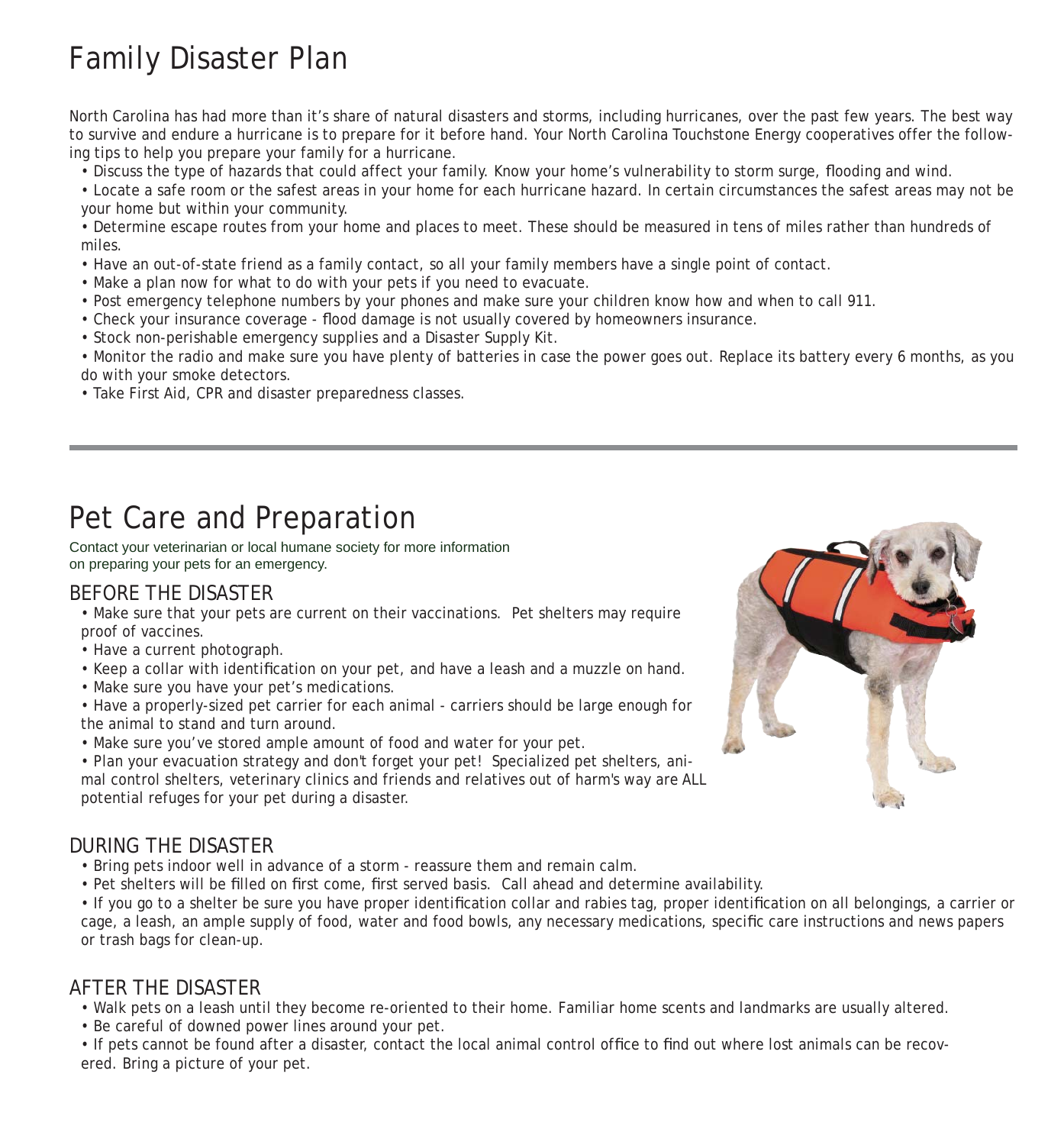# Family Disaster Plan

North Carolina has had more than it's share of natural disasters and storms, including hurricanes, over the past few years. The best way to survive and endure a hurricane is to prepare for it before hand. Your North Carolina Touchstone Energy cooperatives offer the following tips to help you prepare your family for a hurricane.

- Discuss the type of hazards that could affect your family. Know your home's vulnerability to storm surge, flooding and wind.
- Locate a safe room or the safest areas in your home for each hurricane hazard. In certain circumstances the safest areas may not be your home but within your community.
- Determine escape routes from your home and places to meet. These should be measured in tens of miles rather than hundreds of miles.
- Have an out-of-state friend as a family contact, so all your family members have a single point of contact.
- Make a plan now for what to do with your pets if you need to evacuate.
- Post emergency telephone numbers by your phones and make sure your children know how and when to call 911.
- Check your insurance coverage - flood damage is not usually covered by homeowners insurance.
- Stock non-perishable emergency supplies and a Disaster Supply Kit.
- Monitor the radio and make sure you have plenty of batteries in case the power goes out. Replace its battery every 6 months, as you do with your smoke detectors.
- Take First Aid, CPR and disaster preparedness classes.

---

# Pet Care and Preparation

Contact your veterinarian or local humane society for more information on preparing your pets for an emergency.

## BEFORE THE DISASTER

- Make sure that your pets are current on their vaccinations. Pet shelters may require proof of vaccines.
- Have a current photograph.
- Keep a collar with identification on your pet, and have a leash and a muzzle on hand.
- Make sure you have your pet's medications.
- Have a properly-sized pet carrier for each animal - carriers should be large enough for the animal to stand and turn around.
- Make sure you've stored ample amount of food and water for your pet.
- Plan your evacuation strategy and don't forget your pet! Specialized pet shelters, animal control shelters, veterinary clinics and friends and relatives out of harm's way are ALL potential refuges for your pet during a disaster.

## DURING THE DISASTER

- Bring pets indoor well in advance of a storm - reassure them and remain calm.
- Pet shelters will be filled on first come, first served basis. Call ahead and determine availability.
- If you go to a shelter be sure you have proper identification collar and rabies tag, proper identification on all belongings, a carrier or cage, a leash, an ample supply of food, water and food bowls, any necessary medications, specific care instructions and news papers or trash bags for clean-up.

## AFTER THE DISASTER

- Walk pets on a leash until they become re-oriented to their home. Familiar home scents and landmarks are usually altered.
- Be careful of downed power lines around your pet.
- If pets cannot be found after a disaster, contact the local animal control office to find out where lost animals can be recovered. Bring a picture of your pet.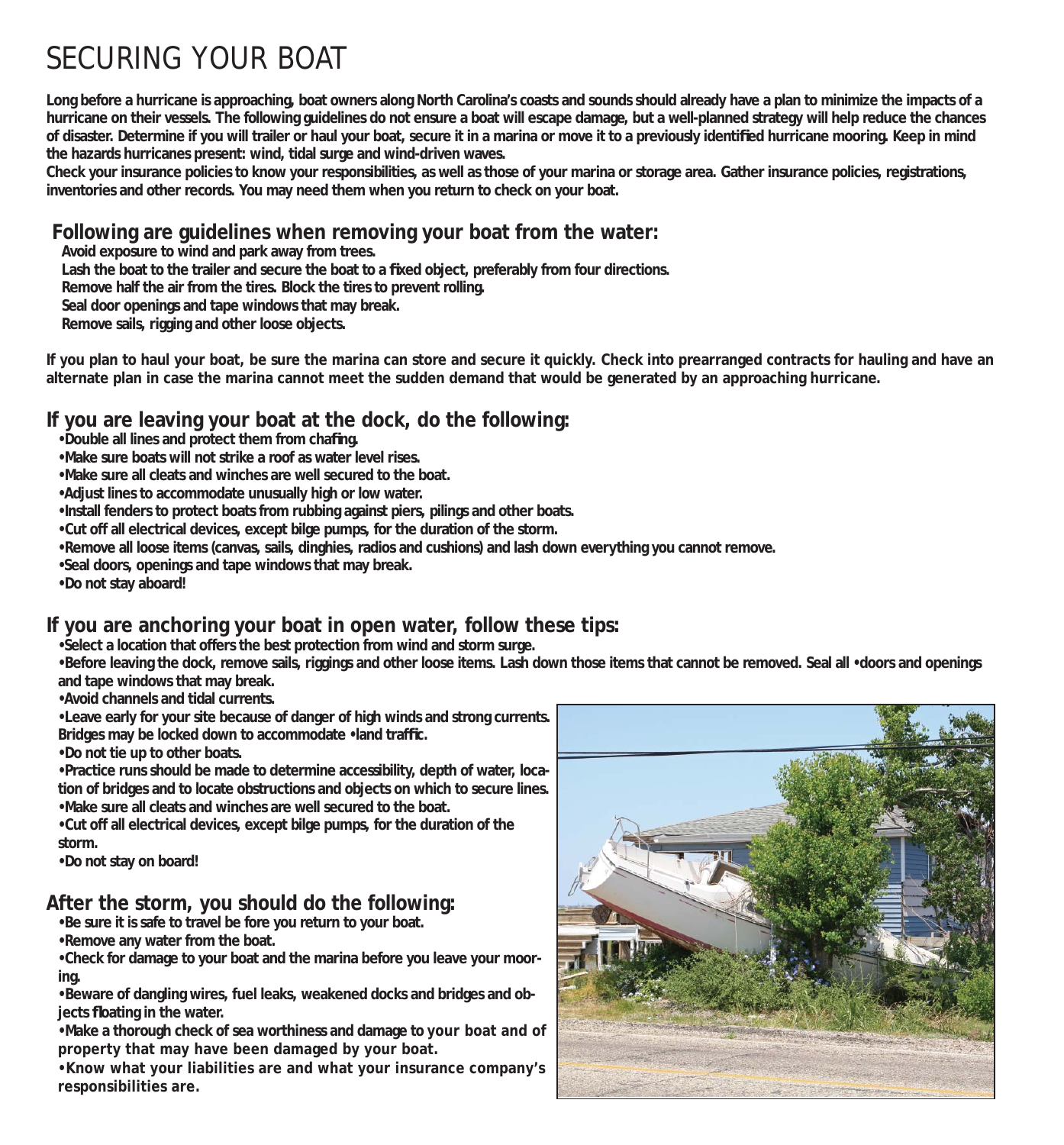# SECURING YOUR BOAT

**Long before a hurricane is approaching, boat owners along North Carolina's coasts and sounds should already have a plan to minimize the impacts of a hurricane on their vessels. The following guidelines do not ensure a boat will escape damage, but a well-planned strategy will help reduce the chances of disaster. Determine if you will trailer or haul your boat, secure it in a marina or move it to a previously identified hurricane mooring. Keep in mind the hazards hurricanes present: wind, tidal surge and wind-driven waves.**

**Check your insurance policies to know your responsibilities, as well as those of your marina or storage area. Gather insurance policies, registrations, inventories and other records. You may need them when you return to check on your boat.**

## Following are guidelines when removing your boat from the water:

**Avoid exposure to wind and park away from trees.**
**Lash the boat to the trailer and secure the boat to a fixed object, preferably from four directions.**
**Remove half the air from the tires. Block the tires to prevent rolling.**
**Seal door openings and tape windows that may break.**
**Remove sails, rigging and other loose objects.**

**If you plan to haul your boat, be sure the marina can store and secure it quickly. Check into prearranged contracts for hauling and have an alternate plan in case the marina cannot meet the sudden demand that would be generated by an approaching hurricane.**

## If you are leaving your boat at the dock, do the following:

- **Double all lines and protect them from chafing.**
- **Make sure boats will not strike a roof as water level rises.**
- **Make sure all cleats and winches are well secured to the boat.**
- **Adjust lines to accommodate unusually high or low water.**
- **Install fenders to protect boats from rubbing against piers, pilings and other boats.**
- **Cut off all electrical devices, except bilge pumps, for the duration of the storm.**
- **Remove all loose items (canvas, sails, dinghies, radios and cushions) and lash down everything you cannot remove.**
- **Seal doors, openings and tape windows that may break.**
- **Do not stay aboard!**

## If you are anchoring your boat in open water, follow these tips:

- **Select a location that offers the best protection from wind and storm surge.**
- **Before leaving the dock, remove sails, riggings and other loose items. Lash down those items that cannot be removed. Seal all •doors and openings and tape windows that may break.**
- **Avoid channels and tidal currents.**
- **Leave early for your site because of danger of high winds and strong currents. Bridges may be locked down to accommodate •land traffic.**
- **Do not tie up to other boats.**
- **Practice runs should be made to determine accessibility, depth of water, location of bridges and to locate obstructions and objects on which to secure lines.**
- **Make sure all cleats and winches are well secured to the boat.**
- **Cut off all electrical devices, except bilge pumps, for the duration of the storm.**
- **Do not stay on board!**

## After the storm, you should do the following:

- **Be sure it is safe to travel be fore you return to your boat.**
- **Remove any water from the boat.**
- **Check for damage to your boat and the marina before you leave your mooring.**
- **Beware of dangling wires, fuel leaks, weakened docks and bridges and objects floating in the water.**
- **Make a thorough check of sea worthiness and damage to your boat and of property that may have been damaged by your boat.**
- **Know what your liabilities are and what your insurance company's responsibilities are.**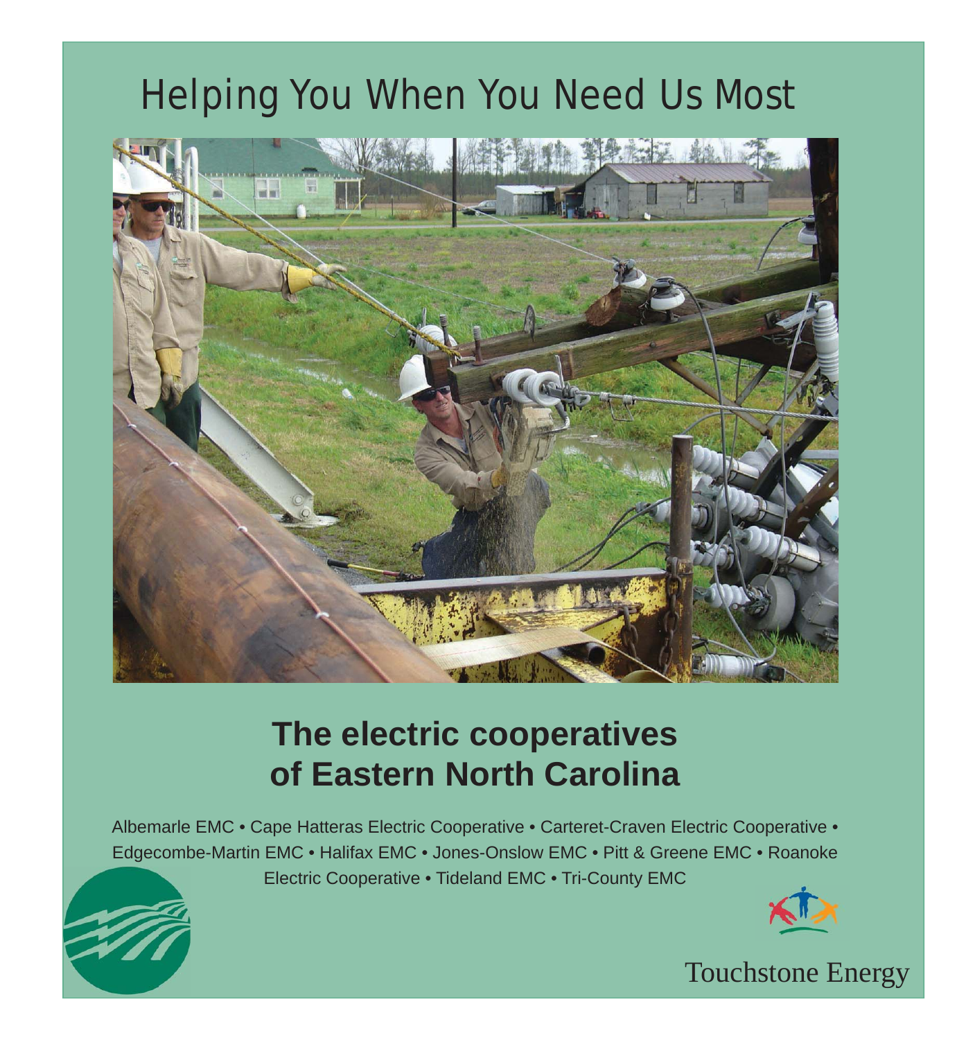# Helping You When You Need Us Most

## The electric cooperatives of Eastern North Carolina

Albemarle EMC • Cape Hatteras Electric Cooperative • Carteret-Craven Electric Cooperative • Edgecombe-Martin EMC • Halifax EMC • Jones-Onslow EMC • Pitt & Greene EMC • Roanoke Electric Cooperative • Tideland EMC • Tri-County EMC

Touchstone Energy